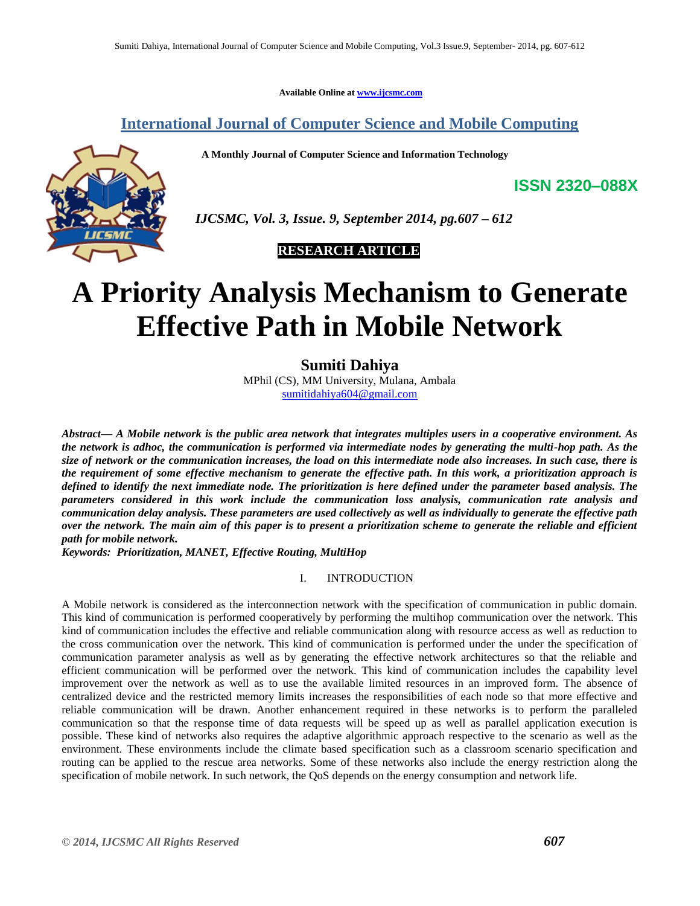Available Online at www.ijcsmc.com

## International Journal of Computer Science and Mobile Computing

**A Monthly Journal of Computer Science and Information Technology**

**ISSN 2320–088X**

***IJCSMC, Vol. 3, Issue. 9, September 2014, pg.607 – 612***

**RESEARCH ARTICLE**

# A Priority Analysis Mechanism to Generate Effective Path in Mobile Network

**Sumiti Dahiya**

MPhil (CS), MM University, Mulana, Ambala

sumitidahiya604@gmail.com

***Abstract— A Mobile network is the public area network that integrates multiples users in a cooperative environment. As the network is adhoc, the communication is performed via intermediate nodes by generating the multi-hop path. As the size of network or the communication increases, the load on this intermediate node also increases. In such case, there is the requirement of some effective mechanism to generate the effective path. In this work, a prioritization approach is defined to identify the next immediate node. The prioritization is here defined under the parameter based analysis. The parameters considered in this work include the communication loss analysis, communication rate analysis and communication delay analysis. These parameters are used collectively as well as individually to generate the effective path over the network. The main aim of this paper is to present a prioritization scheme to generate the reliable and efficient path for mobile network.***

***Keywords: Prioritization, MANET, Effective Routing, MultiHop***

## I. INTRODUCTION

A Mobile network is considered as the interconnection network with the specification of communication in public domain. This kind of communication is performed cooperatively by performing the multihop communication over the network. This kind of communication includes the effective and reliable communication along with resource access as well as reduction to the cross communication over the network. This kind of communication is performed under the under the specification of communication parameter analysis as well as by generating the effective network architectures so that the reliable and efficient communication will be performed over the network. This kind of communication includes the capability level improvement over the network as well as to use the available limited resources in an improved form. The absence of centralized device and the restricted memory limits increases the responsibilities of each node so that more effective and reliable communication will be drawn. Another enhancement required in these networks is to perform the paralleled communication so that the response time of data requests will be speed up as well as parallel application execution is possible. These kind of networks also requires the adaptive algorithmic approach respective to the scenario as well as the environment. These environments include the climate based specification such as a classroom scenario specification and routing can be applied to the rescue area networks. Some of these networks also include the energy restriction along the specification of mobile network. In such network, the QoS depends on the energy consumption and network life.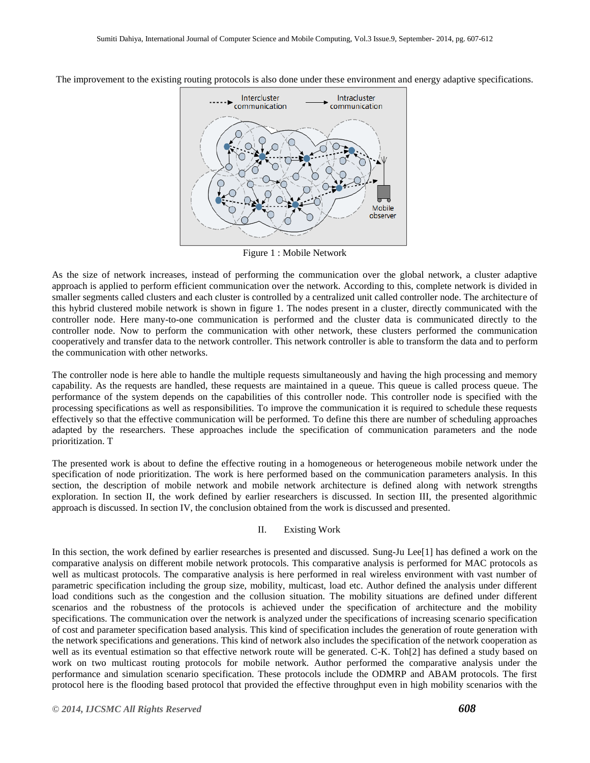The improvement to the existing routing protocols is also done under these environment and energy adaptive specifications.

Figure 1 : Mobile Network

As the size of network increases, instead of performing the communication over the global network, a cluster adaptive approach is applied to perform efficient communication over the network. According to this, complete network is divided in smaller segments called clusters and each cluster is controlled by a centralized unit called controller node. The architecture of this hybrid clustered mobile network is shown in figure 1. The nodes present in a cluster, directly communicated with the controller node. Here many-to-one communication is performed and the cluster data is communicated directly to the controller node. Now to perform the communication with other network, these clusters performed the communication cooperatively and transfer data to the network controller. This network controller is able to transform the data and to perform the communication with other networks.

The controller node is here able to handle the multiple requests simultaneously and having the high processing and memory capability. As the requests are handled, these requests are maintained in a queue. This queue is called process queue. The performance of the system depends on the capabilities of this controller node. This controller node is specified with the processing specifications as well as responsibilities. To improve the communication it is required to schedule these requests effectively so that the effective communication will be performed. To define this there are number of scheduling approaches adapted by the researchers. These approaches include the specification of communication parameters and the node prioritization. T

The presented work is about to define the effective routing in a homogeneous or heterogeneous mobile network under the specification of node prioritization. The work is here performed based on the communication parameters analysis. In this section, the description of mobile network and mobile network architecture is defined along with network strengths exploration. In section II, the work defined by earlier researchers is discussed. In section III, the presented algorithmic approach is discussed. In section IV, the conclusion obtained from the work is discussed and presented.

## II. Existing Work

In this section, the work defined by earlier researches is presented and discussed. Sung-Ju Lee[1] has defined a work on the comparative analysis on different mobile network protocols. This comparative analysis is performed for MAC protocols as well as multicast protocols. The comparative analysis is here performed in real wireless environment with vast number of parametric specification including the group size, mobility, multicast, load etc. Author defined the analysis under different load conditions such as the congestion and the collusion situation. The mobility situations are defined under different scenarios and the robustness of the protocols is achieved under the specification of architecture and the mobility specifications. The communication over the network is analyzed under the specifications of increasing scenario specification of cost and parameter specification based analysis. This kind of specification includes the generation of route generation with the network specifications and generations. This kind of network also includes the specification of the network cooperation as well as its eventual estimation so that effective network route will be generated. C-K. Toh[2] has defined a study based on work on two multicast routing protocols for mobile network. Author performed the comparative analysis under the performance and simulation scenario specification. These protocols include the ODMRP and ABAM protocols. The first protocol here is the flooding based protocol that provided the effective throughput even in high mobility scenarios with the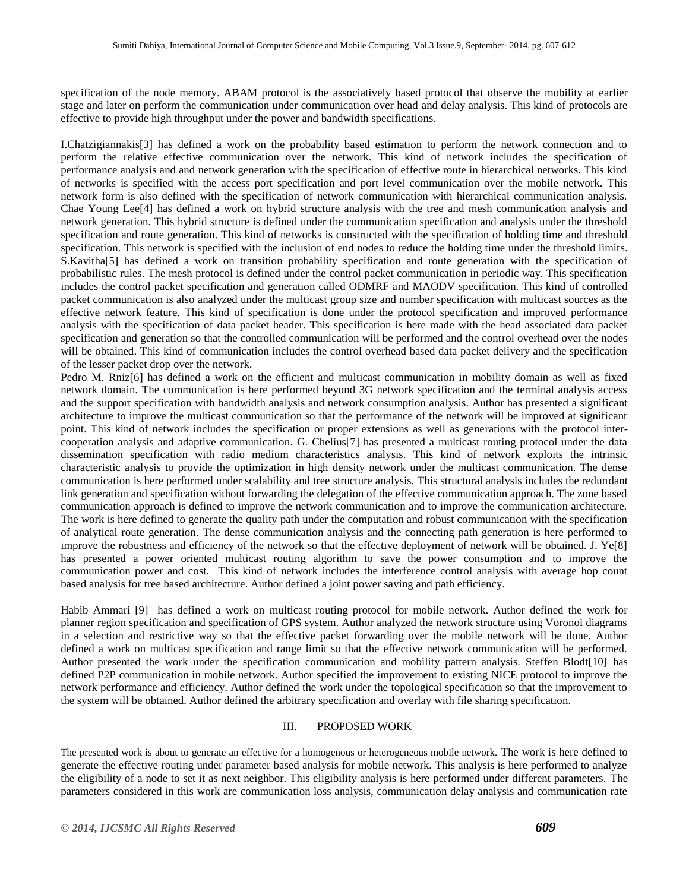specification of the node memory. ABAM protocol is the associatively based protocol that observe the mobility at earlier stage and later on perform the communication under communication over head and delay analysis. This kind of protocols are effective to provide high throughput under the power and bandwidth specifications.

I.Chatzigiannakis[3] has defined a work on the probability based estimation to perform the network connection and to perform the relative effective communication over the network. This kind of network includes the specification of performance analysis and and network generation with the specification of effective route in hierarchical networks. This kind of networks is specified with the access port specification and port level communication over the mobile network. This network form is also defined with the specification of network communication with hierarchical communication analysis. Chae Young Lee[4] has defined a work on hybrid structure analysis with the tree and mesh communication analysis and network generation. This hybrid structure is defined under the communication specification and analysis under the threshold specification and route generation. This kind of networks is constructed with the specification of holding time and threshold specification. This network is specified with the inclusion of end nodes to reduce the holding time under the threshold limits. S.Kavitha[5] has defined a work on transition probability specification and route generation with the specification of probabilistic rules. The mesh protocol is defined under the control packet communication in periodic way. This specification includes the control packet specification and generation called ODMRF and MAODV specification. This kind of controlled packet communication is also analyzed under the multicast group size and number specification with multicast sources as the effective network feature. This kind of specification is done under the protocol specification and improved performance analysis with the specification of data packet header. This specification is here made with the head associated data packet specification and generation so that the controlled communication will be performed and the control overhead over the nodes will be obtained. This kind of communication includes the control overhead based data packet delivery and the specification of the lesser packet drop over the network.

Pedro M. Rniz[6] has defined a work on the efficient and multicast communication in mobility domain as well as fixed network domain. The communication is here performed beyond 3G network specification and the terminal analysis access and the support specification with bandwidth analysis and network consumption analysis. Author has presented a significant architecture to improve the multicast communication so that the performance of the network will be improved at significant point. This kind of network includes the specification or proper extensions as well as generations with the protocol inter-cooperation analysis and adaptive communication. G. Chelius[7] has presented a multicast routing protocol under the data dissemination specification with radio medium characteristics analysis. This kind of network exploits the intrinsic characteristic analysis to provide the optimization in high density network under the multicast communication. The dense communication is here performed under scalability and tree structure analysis. This structural analysis includes the redundant link generation and specification without forwarding the delegation of the effective communication approach. The zone based communication approach is defined to improve the network communication and to improve the communication architecture. The work is here defined to generate the quality path under the computation and robust communication with the specification of analytical route generation. The dense communication analysis and the connecting path generation is here performed to improve the robustness and efficiency of the network so that the effective deployment of network will be obtained. J. Ye[8] has presented a power oriented multicast routing algorithm to save the power consumption and to improve the communication power and cost. This kind of network includes the interference control analysis with average hop count based analysis for tree based architecture. Author defined a joint power saving and path efficiency.

Habib Ammari [9] has defined a work on multicast routing protocol for mobile network. Author defined the work for planner region specification and specification of GPS system. Author analyzed the network structure using Voronoi diagrams in a selection and restrictive way so that the effective packet forwarding over the mobile network will be done. Author defined a work on multicast specification and range limit so that the effective network communication will be performed. Author presented the work under the specification communication and mobility pattern analysis. Steffen Blodt[10] has defined P2P communication in mobile network. Author specified the improvement to existing NICE protocol to improve the network performance and efficiency. Author defined the work under the topological specification so that the improvement to the system will be obtained. Author defined the arbitrary specification and overlay with file sharing specification.

## III. PROPOSED WORK

The presented work is about to generate an effective for a homogenous or heterogeneous mobile network. The work is here defined to generate the effective routing under parameter based analysis for mobile network. This analysis is here performed to analyze the eligibility of a node to set it as next neighbor. This eligibility analysis is here performed under different parameters. The parameters considered in this work are communication loss analysis, communication delay analysis and communication rate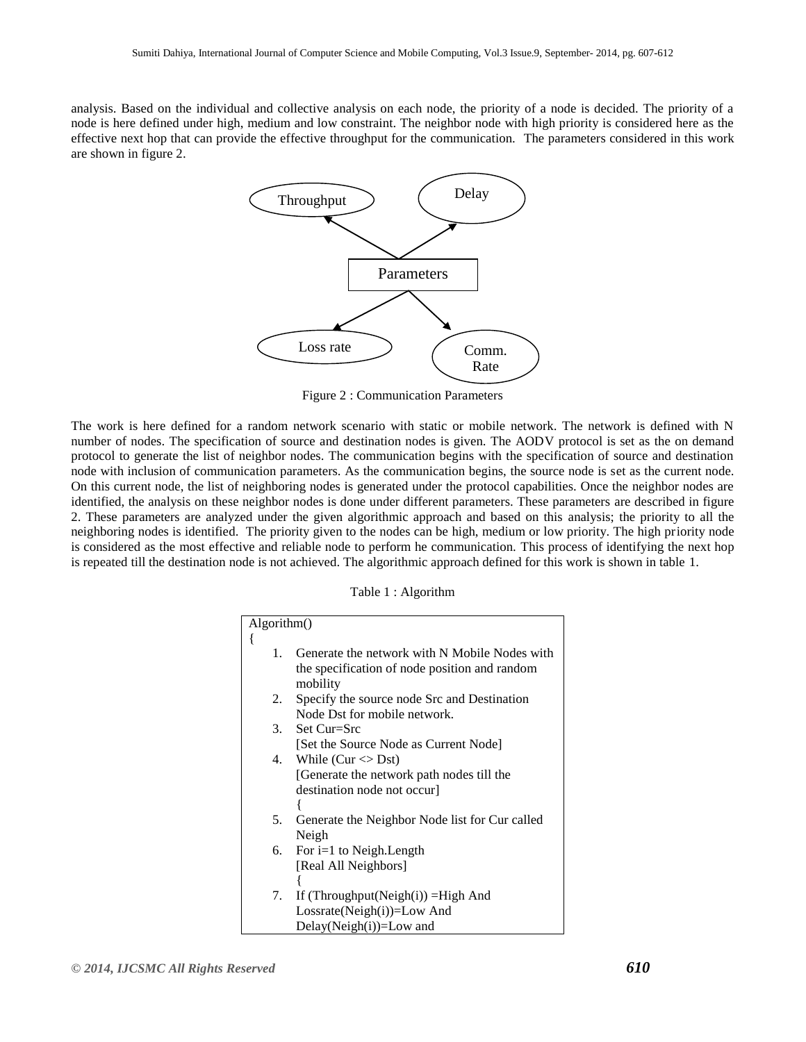analysis. Based on the individual and collective analysis on each node, the priority of a node is decided. The priority of a node is here defined under high, medium and low constraint. The neighbor node with high priority is considered here as the effective next hop that can provide the effective throughput for the communication. The parameters considered in this work are shown in figure 2.

Figure 2 : Communication Parameters

The work is here defined for a random network scenario with static or mobile network. The network is defined with N number of nodes. The specification of source and destination nodes is given. The AODV protocol is set as the on demand protocol to generate the list of neighbor nodes. The communication begins with the specification of source and destination node with inclusion of communication parameters. As the communication begins, the source node is set as the current node. On this current node, the list of neighboring nodes is generated under the protocol capabilities. Once the neighbor nodes are identified, the analysis on these neighbor nodes is done under different parameters. These parameters are described in figure 2. These parameters are analyzed under the given algorithmic approach and based on this analysis; the priority to all the neighboring nodes is identified. The priority given to the nodes can be high, medium or low priority. The high priority node is considered as the most effective and reliable node to perform he communication. This process of identifying the next hop is repeated till the destination node is not achieved. The algorithmic approach defined for this work is shown in table 1.

Table 1 : Algorithm

```
Algorithm()
{
  1. Generate the network with N Mobile Nodes with
     the specification of node position and random
     mobility
  2. Specify the source node Src and Destination
     Node Dst for mobile network.
  3. Set Cur=Src
     [Set the Source Node as Current Node]
  4. While (Cur <> Dst)
     [Generate the network path nodes till the
     destination node not occur]
     {
  5. Generate the Neighbor Node list for Cur called
     Neigh
  6. For i=1 to Neigh.Length
     [Real All Neighbors]
     {
  7. If (Throughput(Neigh(i)) =High And
     Lossrate(Neigh(i))=Low And
     Delay(Neigh(i))=Low and
```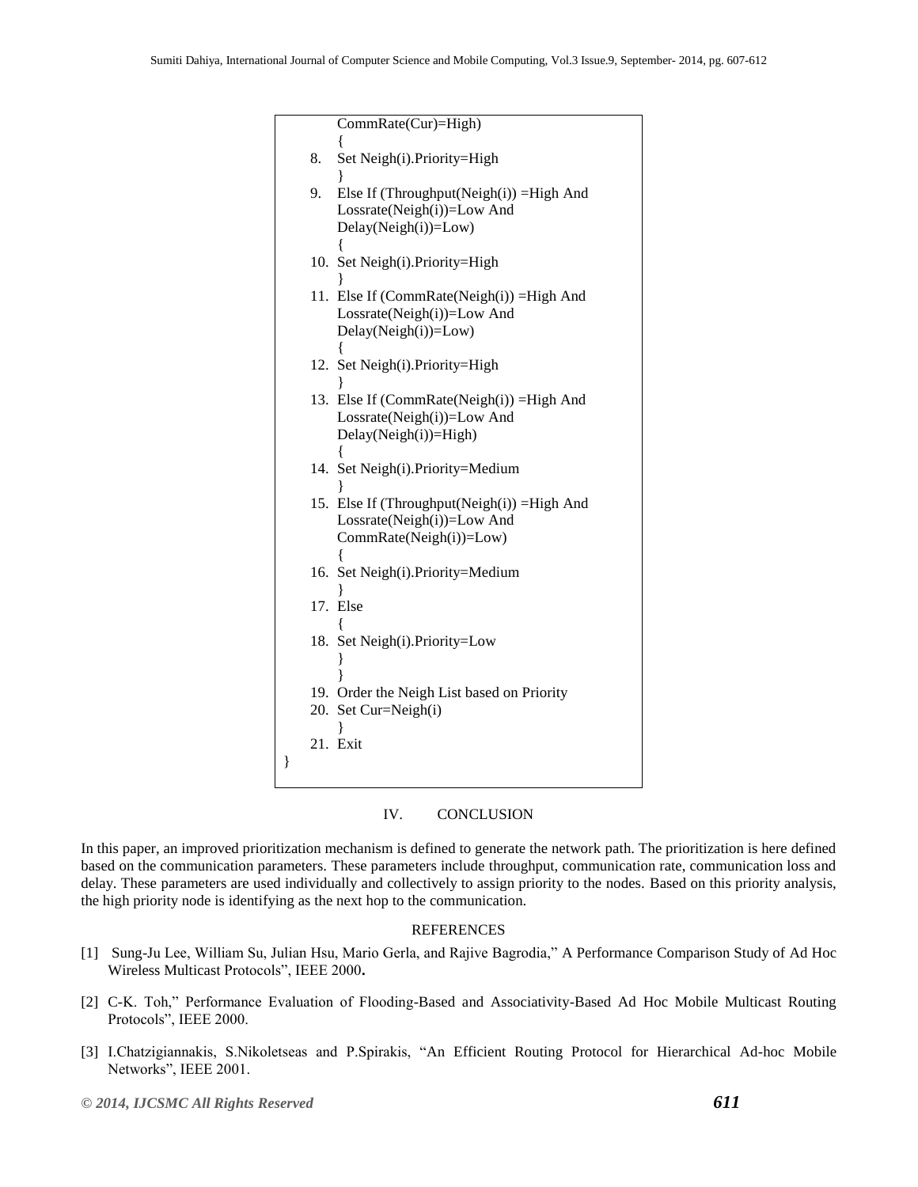```
        CommRate(Cur)=High)
        {
    8.  Set Neigh(i).Priority=High
        }
    9.  Else If (Throughput(Neigh(i)) =High And
        Lossrate(Neigh(i))=Low And
        Delay(Neigh(i))=Low)
        {
    10. Set Neigh(i).Priority=High
        }
    11. Else If (CommRate(Neigh(i)) =High And
        Lossrate(Neigh(i))=Low And
        Delay(Neigh(i))=Low)
        {
    12. Set Neigh(i).Priority=High
        }
    13. Else If (CommRate(Neigh(i)) =High And
        Lossrate(Neigh(i))=Low And
        Delay(Neigh(i))=High)
        {
    14. Set Neigh(i).Priority=Medium
        }
    15. Else If (Throughput(Neigh(i)) =High And
        Lossrate(Neigh(i))=Low And
        CommRate(Neigh(i))=Low)
        {
    16. Set Neigh(i).Priority=Medium
        }
    17. Else
        {
    18. Set Neigh(i).Priority=Low
        }
        }
    19. Order the Neigh List based on Priority
    20. Set Cur=Neigh(i)
        }
    21. Exit
}
```

## IV. CONCLUSION

In this paper, an improved prioritization mechanism is defined to generate the network path. The prioritization is here defined based on the communication parameters. These parameters include throughput, communication rate, communication loss and delay. These parameters are used individually and collectively to assign priority to the nodes. Based on this priority analysis, the high priority node is identifying as the next hop to the communication.

## REFERENCES

[1] Sung-Ju Lee, William Su, Julian Hsu, Mario Gerla, and Rajive Bagrodia," A Performance Comparison Study of Ad Hoc Wireless Multicast Protocols", IEEE 2000**.**

[2] C-K. Toh," Performance Evaluation of Flooding-Based and Associativity-Based Ad Hoc Mobile Multicast Routing Protocols", IEEE 2000.

[3] I.Chatzigiannakis, S.Nikoletseas and P.Spirakis, "An Efficient Routing Protocol for Hierarchical Ad-hoc Mobile Networks", IEEE 2001.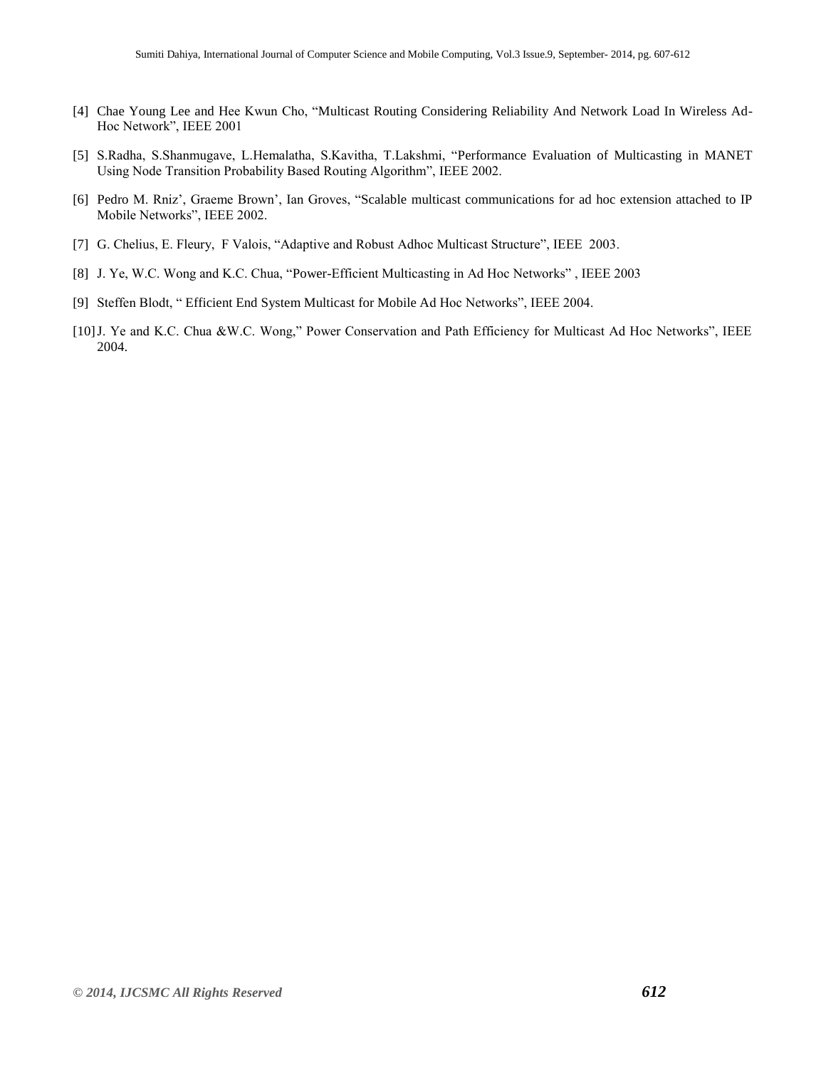[4] Chae Young Lee and Hee Kwun Cho, "Multicast Routing Considering Reliability And Network Load In Wireless Ad-Hoc Network", IEEE 2001

[5] S.Radha, S.Shanmugave, L.Hemalatha, S.Kavitha, T.Lakshmi, "Performance Evaluation of Multicasting in MANET Using Node Transition Probability Based Routing Algorithm", IEEE 2002.

[6] Pedro M. Rniz', Graeme Brown', Ian Groves, "Scalable multicast communications for ad hoc extension attached to IP Mobile Networks", IEEE 2002.

[7] G. Chelius, E. Fleury, F Valois, "Adaptive and Robust Adhoc Multicast Structure", IEEE 2003.

[8] J. Ye, W.C. Wong and K.C. Chua, "Power-Efficient Multicasting in Ad Hoc Networks" , IEEE 2003

[9] Steffen Blodt, " Efficient End System Multicast for Mobile Ad Hoc Networks", IEEE 2004.

[10] J. Ye and K.C. Chua &W.C. Wong," Power Conservation and Path Efficiency for Multicast Ad Hoc Networks", IEEE 2004.